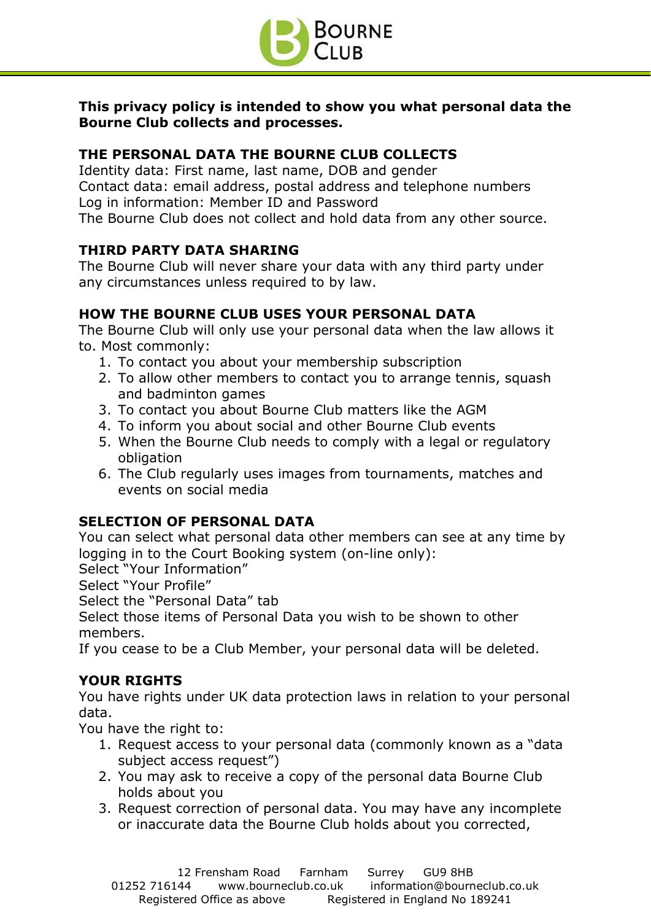**This privacy policy is intended to show you what personal data the Bourne Club collects and processes.**

## THE PERSONAL DATA THE BOURNE CLUB COLLECTS

Identity data: First name, last name, DOB and gender
Contact data: email address, postal address and telephone numbers
Log in information: Member ID and Password
The Bourne Club does not collect and hold data from any other source.

## THIRD PARTY DATA SHARING

The Bourne Club will never share your data with any third party under any circumstances unless required to by law.

## HOW THE BOURNE CLUB USES YOUR PERSONAL DATA

The Bourne Club will only use your personal data when the law allows it to. Most commonly:

1. To contact you about your membership subscription
2. To allow other members to contact you to arrange tennis, squash and badminton games
3. To contact you about Bourne Club matters like the AGM
4. To inform you about social and other Bourne Club events
5. When the Bourne Club needs to comply with a legal or regulatory obligation
6. The Club regularly uses images from tournaments, matches and events on social media

## SELECTION OF PERSONAL DATA

You can select what personal data other members can see at any time by logging in to the Court Booking system (on-line only):
Select "Your Information"
Select "Your Profile"
Select the "Personal Data" tab
Select those items of Personal Data you wish to be shown to other members.
If you cease to be a Club Member, your personal data will be deleted.

## YOUR RIGHTS

You have rights under UK data protection laws in relation to your personal data.
You have the right to:

1. Request access to your personal data (commonly known as a "data subject access request")
2. You may ask to receive a copy of the personal data Bourne Club holds about you
3. Request correction of personal data. You may have any incomplete or inaccurate data the Bourne Club holds about you corrected,

12 Frensham Road Farnham Surrey GU9 8HB
01252 716144 www.bourneclub.co.uk information@bourneclub.co.uk
Registered Office as above Registered in England No 189241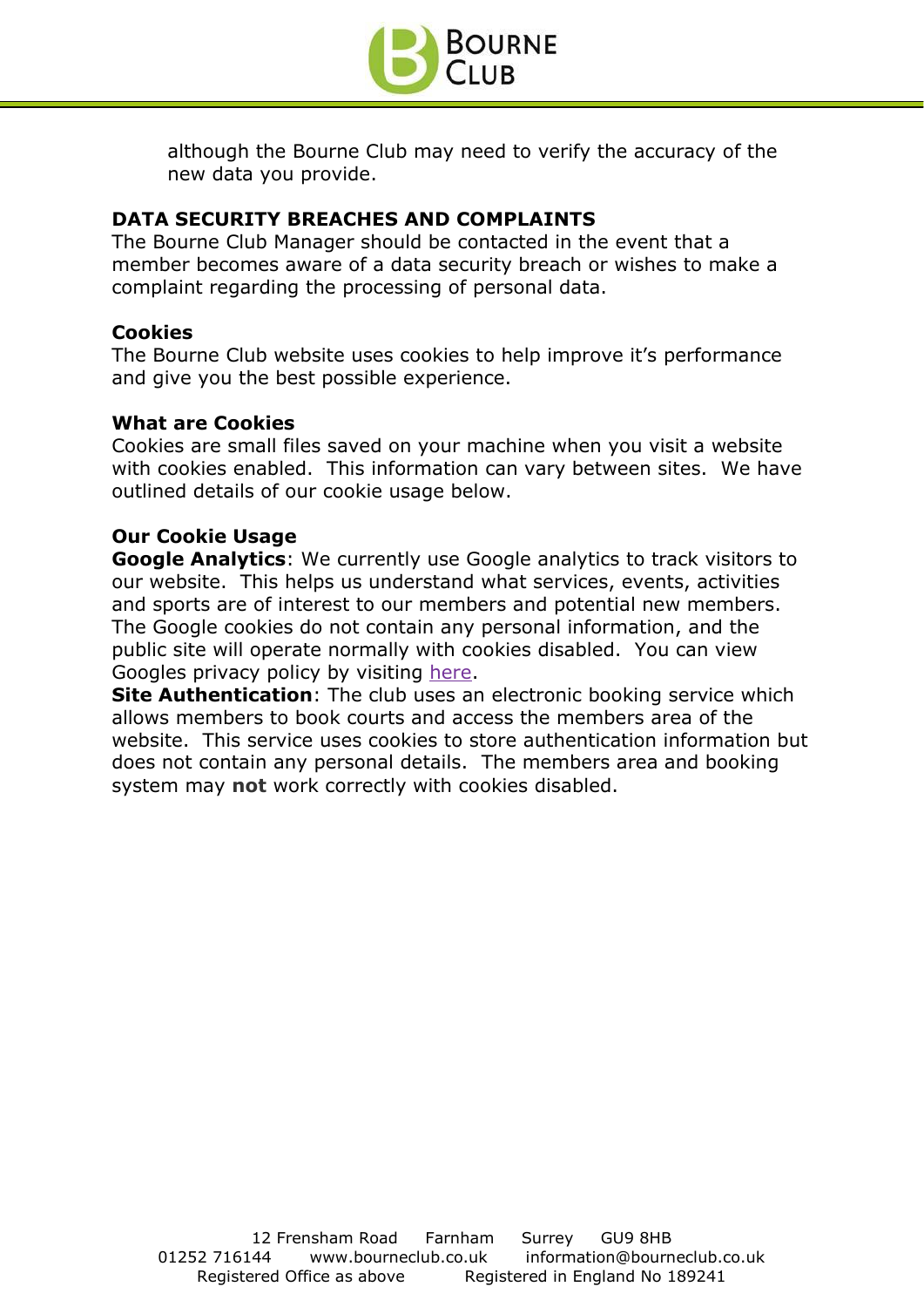although the Bourne Club may need to verify the accuracy of the new data you provide.

**DATA SECURITY BREACHES AND COMPLAINTS**

The Bourne Club Manager should be contacted in the event that a member becomes aware of a data security breach or wishes to make a complaint regarding the processing of personal data.

**Cookies**

The Bourne Club website uses cookies to help improve it's performance and give you the best possible experience.

**What are Cookies**

Cookies are small files saved on your machine when you visit a website with cookies enabled. This information can vary between sites. We have outlined details of our cookie usage below.

**Our Cookie Usage**

**Google Analytics**: We currently use Google analytics to track visitors to our website. This helps us understand what services, events, activities and sports are of interest to our members and potential new members. The Google cookies do not contain any personal information, and the public site will operate normally with cookies disabled. You can view Googles privacy policy by visiting here.

**Site Authentication**: The club uses an electronic booking service which allows members to book courts and access the members area of the website. This service uses cookies to store authentication information but does not contain any personal details. The members area and booking system may **not** work correctly with cookies disabled.